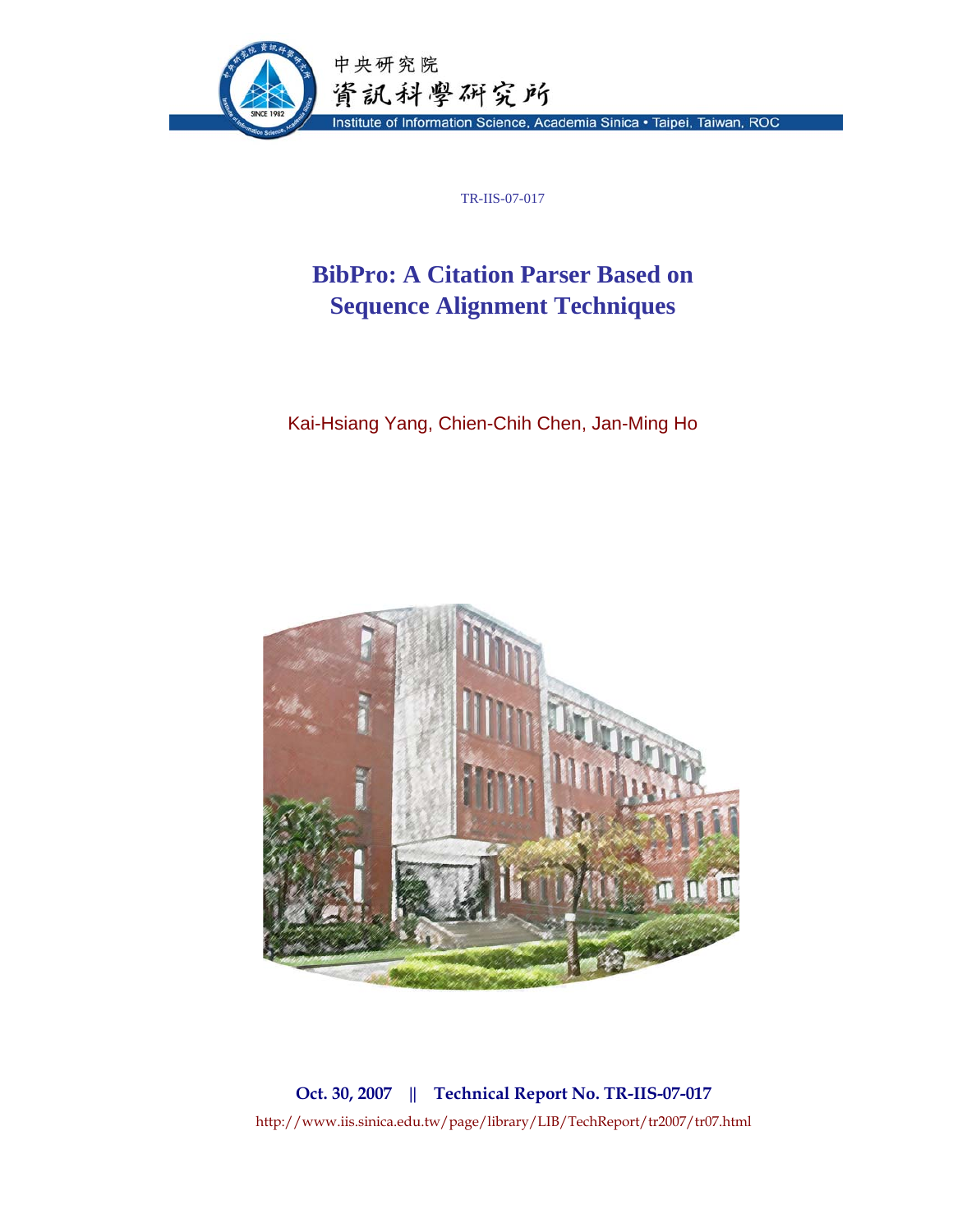中央研究院
資訊科學研究所
Institute of Information Science, Academia Sinica • Taipei, Taiwan, ROC

TR-IIS-07-017

# BibPro: A Citation Parser Based on Sequence Alignment Techniques

Kai-Hsiang Yang, Chien-Chih Chen, Jan-Ming Ho

**Oct. 30, 2007 || Technical Report No. TR-IIS-07-017**

http://www.iis.sinica.edu.tw/page/library/LIB/TechReport/tr2007/tr07.html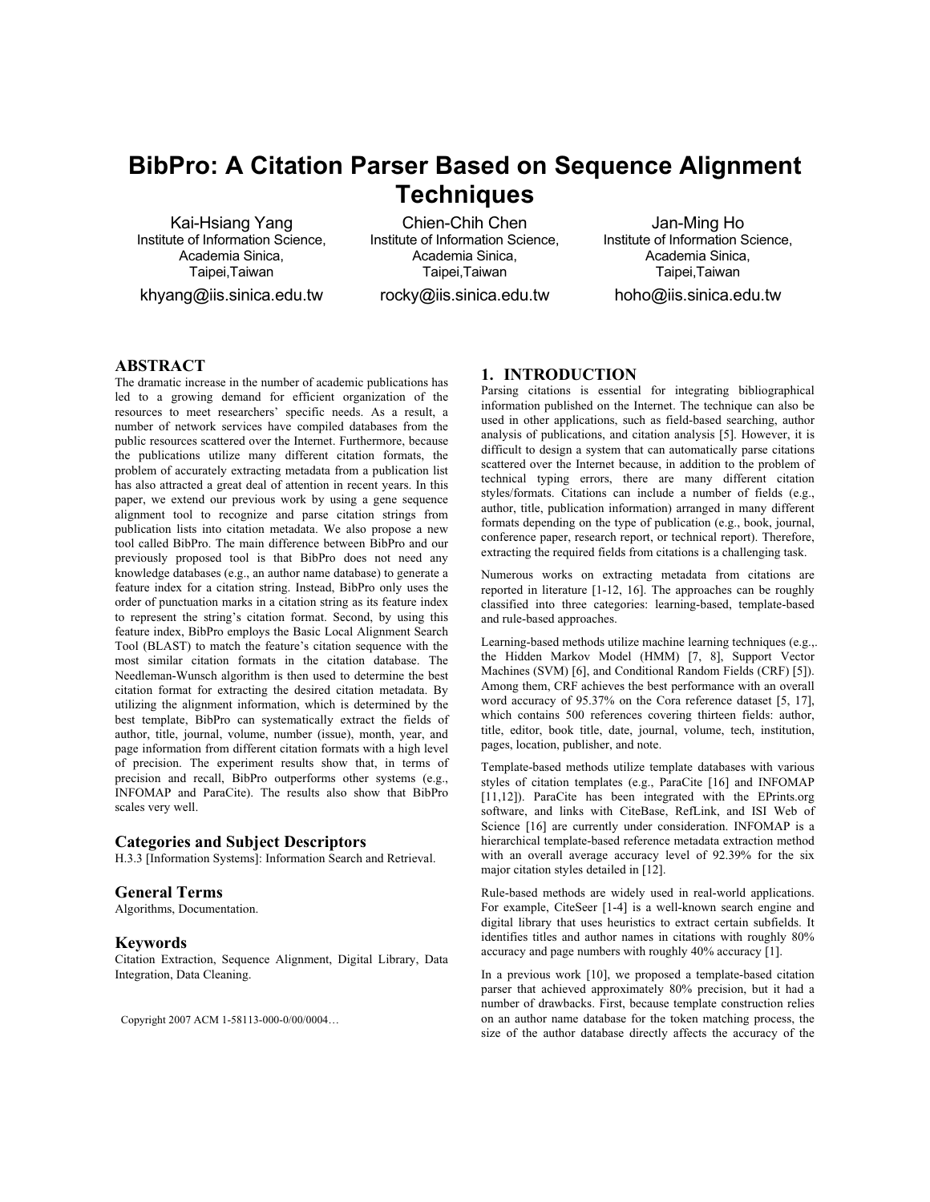# BibPro: A Citation Parser Based on Sequence Alignment Techniques

Kai-Hsiang Yang
Institute of Information Science,
Academia Sinica,
Taipei,Taiwan
khyang@iis.sinica.edu.tw

Chien-Chih Chen
Institute of Information Science,
Academia Sinica,
Taipei,Taiwan
rocky@iis.sinica.edu.tw

Jan-Ming Ho
Institute of Information Science,
Academia Sinica,
Taipei,Taiwan
hoho@iis.sinica.edu.tw

## ABSTRACT

The dramatic increase in the number of academic publications has led to a growing demand for efficient organization of the resources to meet researchers' specific needs. As a result, a number of network services have compiled databases from the public resources scattered over the Internet. Furthermore, because the publications utilize many different citation formats, the problem of accurately extracting metadata from a publication list has also attracted a great deal of attention in recent years. In this paper, we extend our previous work by using a gene sequence alignment tool to recognize and parse citation strings from publication lists into citation metadata. We also propose a new tool called BibPro. The main difference between BibPro and our previously proposed tool is that BibPro does not need any knowledge databases (e.g., an author name database) to generate a feature index for a citation string. Instead, BibPro only uses the order of punctuation marks in a citation string as its feature index to represent the string's citation format. Second, by using this feature index, BibPro employs the Basic Local Alignment Search Tool (BLAST) to match the feature's citation sequence with the most similar citation formats in the citation database. The Needleman-Wunsch algorithm is then used to determine the best citation format for extracting the desired citation metadata. By utilizing the alignment information, which is determined by the best template, BibPro can systematically extract the fields of author, title, journal, volume, number (issue), month, year, and page information from different citation formats with a high level of precision. The experiment results show that, in terms of precision and recall, BibPro outperforms other systems (e.g., INFOMAP and ParaCite). The results also show that BibPro scales very well.

### Categories and Subject Descriptors

H.3.3 [Information Systems]: Information Search and Retrieval.

### General Terms

Algorithms, Documentation.

### Keywords

Citation Extraction, Sequence Alignment, Digital Library, Data Integration, Data Cleaning.

Copyright 2007 ACM 1-58113-000-0/00/0004…

## 1. INTRODUCTION

Parsing citations is essential for integrating bibliographical information published on the Internet. The technique can also be used in other applications, such as field-based searching, author analysis of publications, and citation analysis [5]. However, it is difficult to design a system that can automatically parse citations scattered over the Internet because, in addition to the problem of technical typing errors, there are many different citation styles/formats. Citations can include a number of fields (e.g., author, title, publication information) arranged in many different formats depending on the type of publication (e.g., book, journal, conference paper, research report, or technical report). Therefore, extracting the required fields from citations is a challenging task.

Numerous works on extracting metadata from citations are reported in literature [1-12, 16]. The approaches can be roughly classified into three categories: learning-based, template-based and rule-based approaches.

Learning-based methods utilize machine learning techniques (e.g.,. the Hidden Markov Model (HMM) [7, 8], Support Vector Machines (SVM) [6], and Conditional Random Fields (CRF) [5]). Among them, CRF achieves the best performance with an overall word accuracy of 95.37% on the Cora reference dataset [5, 17], which contains 500 references covering thirteen fields: author, title, editor, book title, date, journal, volume, tech, institution, pages, location, publisher, and note.

Template-based methods utilize template databases with various styles of citation templates (e.g., ParaCite [16] and INFOMAP [11,12]). ParaCite has been integrated with the EPrints.org software, and links with CiteBase, RefLink, and ISI Web of Science [16] are currently under consideration. INFOMAP is a hierarchical template-based reference metadata extraction method with an overall average accuracy level of 92.39% for the six major citation styles detailed in [12].

Rule-based methods are widely used in real-world applications. For example, CiteSeer [1-4] is a well-known search engine and digital library that uses heuristics to extract certain subfields. It identifies titles and author names in citations with roughly 80% accuracy and page numbers with roughly 40% accuracy [1].

In a previous work [10], we proposed a template-based citation parser that achieved approximately 80% precision, but it had a number of drawbacks. First, because template construction relies on an author name database for the token matching process, the size of the author database directly affects the accuracy of the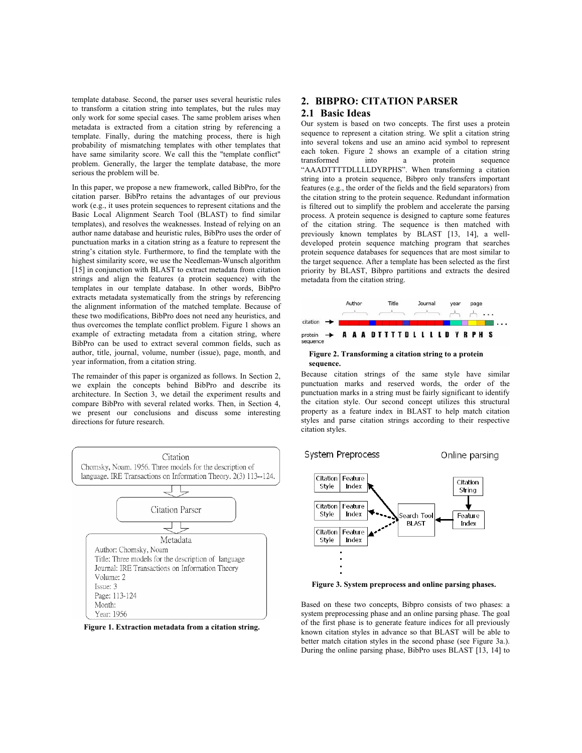template database. Second, the parser uses several heuristic rules to transform a citation string into templates, but the rules may only work for some special cases. The same problem arises when metadata is extracted from a citation string by referencing a template. Finally, during the matching process, there is high probability of mismatching templates with other templates that have same similarity score. We call this the "template conflict" problem. Generally, the larger the template database, the more serious the problem will be.

In this paper, we propose a new framework, called BibPro, for the citation parser. BibPro retains the advantages of our previous work (e.g., it uses protein sequences to represent citations and the Basic Local Alignment Search Tool (BLAST) to find similar templates), and resolves the weaknesses. Instead of relying on an author name database and heuristic rules, BibPro uses the order of punctuation marks in a citation string as a feature to represent the string's citation style. Furthermore, to find the template with the highest similarity score, we use the Needleman-Wunsch algorithm [15] in conjunction with BLAST to extract metadata from citation strings and align the features (a protein sequence) with the templates in our template database. In other words, BibPro extracts metadata systematically from the strings by referencing the alignment information of the matched template. Because of these two modifications, BibPro does not need any heuristics, and thus overcomes the template conflict problem. Figure 1 shows an example of extracting metadata from a citation string, where BibPro can be used to extract several common fields, such as author, title, journal, volume, number (issue), page, month, and year information, from a citation string.

The remainder of this paper is organized as follows. In Section 2, we explain the concepts behind BibPro and describe its architecture. In Section 3, we detail the experiment results and compare BibPro with several related works. Then, in Section 4, we present our conclusions and discuss some interesting directions for future research.

Citation

Chomsky, Noam. 1956. Three models for the description of language. IRE Transactions on Information Theory. 2(3) 113--124.

Citation Parser

Metadata

Author: Chomsky, Noam
Title: Three models for the description of language
Journal: IRE Transactions on Information Theory
Volume: 2
Issue: 3
Page: 113-124
Month:
Year: 1956

**Figure 1. Extraction metadata from a citation string.**

## 2. BIBPRO: CITATION PARSER

### 2.1 Basic Ideas

Our system is based on two concepts. The first uses a protein sequence to represent a citation string. We split a citation string into several tokens and use an amino acid symbol to represent each token. Figure 2 shows an example of a citation string transformed into a protein sequence "AAADTTTTDLLLLDYRPHS". When transforming a citation string into a protein sequence, Bibpro only transfers important features (e.g., the order of the fields and the field separators) from the citation string to the protein sequence. Redundant information is filtered out to simplify the problem and accelerate the parsing process. A protein sequence is designed to capture some features of the citation string. The sequence is then matched with previously known templates by BLAST [13, 14], a well-developed protein sequence matching program that searches protein sequence databases for sequences that are most similar to the target sequence. After a template has been selected as the first priority by BLAST, Bibpro partitions and extracts the desired metadata from the citation string.

Author Title Journal year page ...

citation →

protein sequence → A A A D T T T T D L L L L D Y R P H S

**Figure 2. Transforming a citation string to a protein sequence.**

Because citation strings of the same style have similar punctuation marks and reserved words, the order of the punctuation marks in a string must be fairly significant to identify the citation style. Our second concept utilizes this structural property as a feature index in BLAST to help match citation styles and parse citation strings according to their respective citation styles.

System Preprocess | Online parsing

Citation Style | Feature Index

Citation Style | Feature Index

Citation Style | Feature Index

Search Tool BLAST

Citation String

Feature Index

**Figure 3. System preprocess and online parsing phases.**

Based on these two concepts, Bibpro consists of two phases: a system preprocessing phase and an online parsing phase. The goal of the first phase is to generate feature indices for all previously known citation styles in advance so that BLAST will be able to better match citation styles in the second phase (see Figure 3a.). During the online parsing phase, BibPro uses BLAST [13, 14] to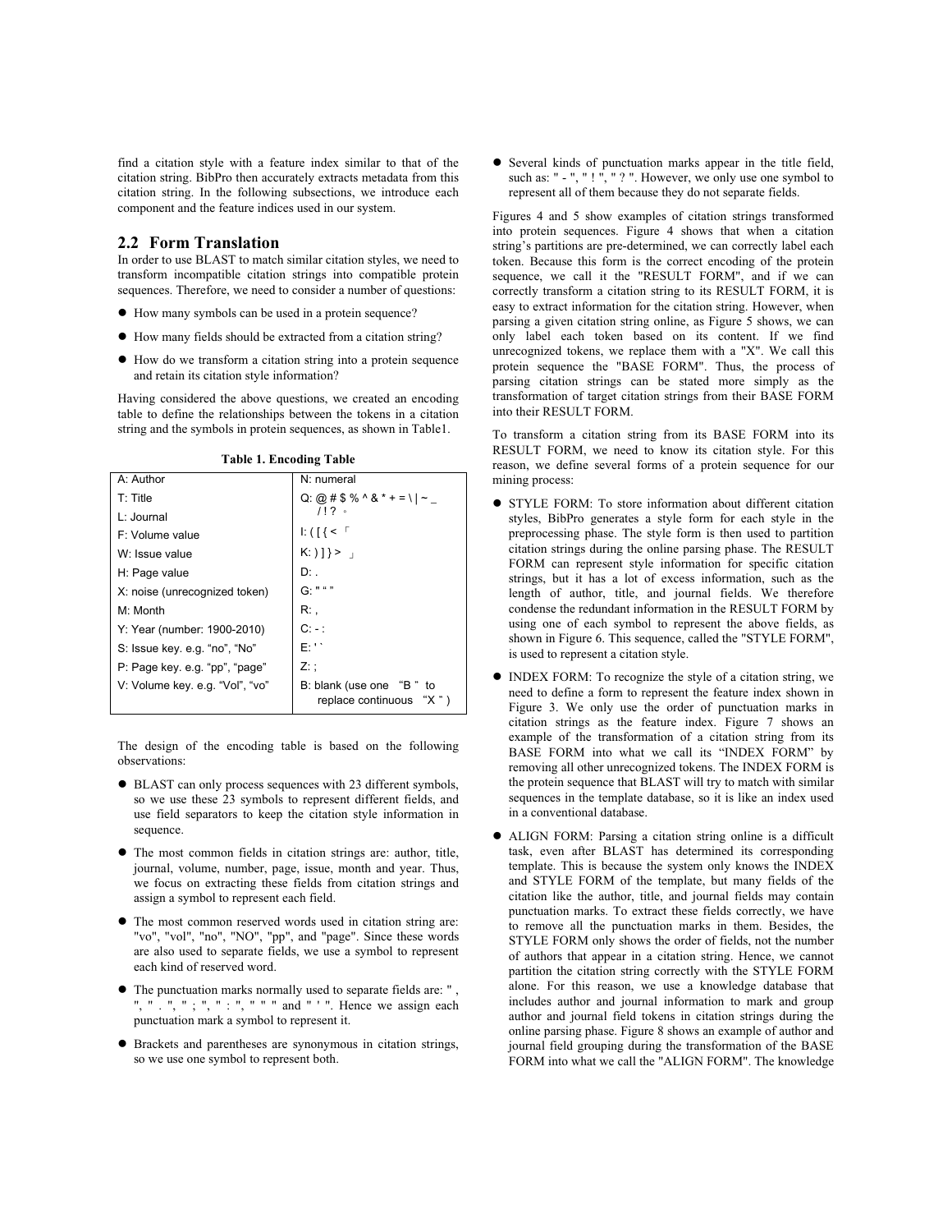find a citation style with a feature index similar to that of the citation string. BibPro then accurately extracts metadata from this citation string. In the following subsections, we introduce each component and the feature indices used in our system.

## 2.2 Form Translation

In order to use BLAST to match similar citation styles, we need to transform incompatible citation strings into compatible protein sequences. Therefore, we need to consider a number of questions:

- How many symbols can be used in a protein sequence?
- How many fields should be extracted from a citation string?
- How do we transform a citation string into a protein sequence and retain its citation style information?

Having considered the above questions, we created an encoding table to define the relationships between the tokens in a citation string and the symbols in protein sequences, as shown in Table1.

**Table 1. Encoding Table**

| | |
|---|---|
| A: Author | N: numeral |
| T: Title<br>L: Journal | Q: @ # $ % ^ & * + = \ \| ~ _ / ! ? 。 |
| F: Volume value | I: ( [ { < 「 |
| W: Issue value | K: ) ] } > 」 |
| H: Page value | D: . |
| X: noise (unrecognized token) | G: " " " |
| M: Month | R: , |
| Y: Year (number: 1900-2010) | C: - : |
| S: Issue key. e.g. "no", "No" | E: ' ` |
| P: Page key. e.g. "pp", "page" | Z: ; |
| V: Volume key. e.g. "Vol", "vo" | B: blank (use one "B" to replace continuous "X") |

The design of the encoding table is based on the following observations:

- BLAST can only process sequences with 23 different symbols, so we use these 23 symbols to represent different fields, and use field separators to keep the citation style information in sequence.
- The most common fields in citation strings are: author, title, journal, volume, number, page, issue, month and year. Thus, we focus on extracting these fields from citation strings and assign a symbol to represent each field.
- The most common reserved words used in citation string are: "vo", "vol", "no", "NO", "pp", and "page". Since these words are also used to separate fields, we use a symbol to represent each kind of reserved word.
- The punctuation marks normally used to separate fields are: " , ", " . ", " ; ", " : ", " " " and " ' ". Hence we assign each punctuation mark a symbol to represent it.
- Brackets and parentheses are synonymous in citation strings, so we use one symbol to represent both.
- Several kinds of punctuation marks appear in the title field, such as: " - ", " ! ", " ? ". However, we only use one symbol to represent all of them because they do not separate fields.

Figures 4 and 5 show examples of citation strings transformed into protein sequences. Figure 4 shows that when a citation string's partitions are pre-determined, we can correctly label each token. Because this form is the correct encoding of the protein sequence, we call it the "RESULT FORM", and if we can correctly transform a citation string to its RESULT FORM, it is easy to extract information for the citation string. However, when parsing a given citation string online, as Figure 5 shows, we can only label each token based on its content. If we find unrecognized tokens, we replace them with a "X". We call this protein sequence the "BASE FORM". Thus, the process of parsing citation strings can be stated more simply as the transformation of target citation strings from their BASE FORM into their RESULT FORM.

To transform a citation string from its BASE FORM into its RESULT FORM, we need to know its citation style. For this reason, we define several forms of a protein sequence for our mining process:

- STYLE FORM: To store information about different citation styles, BibPro generates a style form for each style in the preprocessing phase. The style form is then used to partition citation strings during the online parsing phase. The RESULT FORM can represent style information for specific citation strings, but it has a lot of excess information, such as the length of author, title, and journal fields. We therefore condense the redundant information in the RESULT FORM by using one of each symbol to represent the above fields, as shown in Figure 6. This sequence, called the "STYLE FORM", is used to represent a citation style.
- INDEX FORM: To recognize the style of a citation string, we need to define a form to represent the feature index shown in Figure 3. We only use the order of punctuation marks in citation strings as the feature index. Figure 7 shows an example of the transformation of a citation string from its BASE FORM into what we call its "INDEX FORM" by removing all other unrecognized tokens. The INDEX FORM is the protein sequence that BLAST will try to match with similar sequences in the template database, so it is like an index used in a conventional database.
- ALIGN FORM: Parsing a citation string online is a difficult task, even after BLAST has determined its corresponding template. This is because the system only knows the INDEX and STYLE FORM of the template, but many fields of the citation like the author, title, and journal fields may contain punctuation marks. To extract these fields correctly, we have to remove all the punctuation marks in them. Besides, the STYLE FORM only shows the order of fields, not the number of authors that appear in a citation string. Hence, we cannot partition the citation string correctly with the STYLE FORM alone. For this reason, we use a knowledge database that includes author and journal information to mark and group author and journal field tokens in citation strings during the online parsing phase. Figure 8 shows an example of author and journal field grouping during the transformation of the BASE FORM into what we call the "ALIGN FORM". The knowledge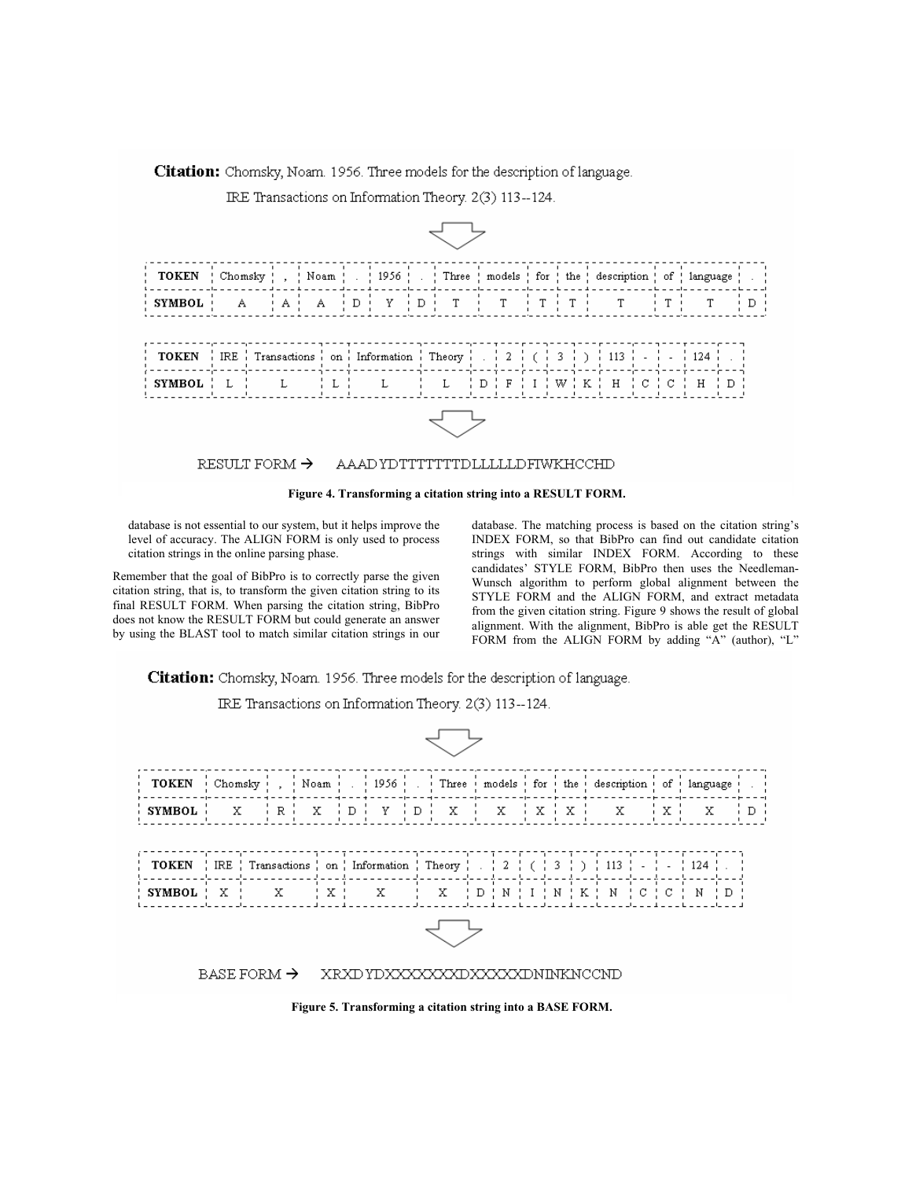**Citation:** Chomsky, Noam. 1956. Three models for the description of language. IRE Transactions on Information Theory. 2(3) 113--124.

| TOKEN | Chomsky | , | Noam | . | 1956 | . | Three | models | for | the | description | of | language | . |
|---|---|---|---|---|---|---|---|---|---|---|---|---|---|---|
| SYMBOL | A | A | A | D | Y | D | T | T | T | T | T | T | T | D |

| TOKEN | IRE | Transactions | on | Information | Theory | . | 2 | ( | 3 | ) | 113 | - | - | 124 | . |
|---|---|---|---|---|---|---|---|---|---|---|---|---|---|---|---|
| SYMBOL | L | L | L | L | L | D | F | I | W | K | H | C | C | H | D |

RESULT FORM → AAADYDTTTTTTTDLLLLLDFIWKHCCHD

**Figure 4. Transforming a citation string into a RESULT FORM.**

database is not essential to our system, but it helps improve the level of accuracy. The ALIGN FORM is only used to process citation strings in the online parsing phase.

Remember that the goal of BibPro is to correctly parse the given citation string, that is, to transform the given citation string to its final RESULT FORM. When parsing the citation string, BibPro does not know the RESULT FORM but could generate an answer by using the BLAST tool to match similar citation strings in our database. The matching process is based on the citation string's INDEX FORM, so that BibPro can find out candidate citation strings with similar INDEX FORM. According to these candidates' STYLE FORM, BibPro then uses the Needleman-Wunsch algorithm to perform global alignment between the STYLE FORM and the ALIGN FORM, and extract metadata from the given citation string. Figure 9 shows the result of global alignment. With the alignment, BibPro is able get the RESULT FORM from the ALIGN FORM by adding "A" (author), "L"

**Citation:** Chomsky, Noam. 1956. Three models for the description of language. IRE Transactions on Information Theory. 2(3) 113--124.

| TOKEN | Chomsky | , | Noam | . | 1956 | . | Three | models | for | the | description | of | language | . |
|---|---|---|---|---|---|---|---|---|---|---|---|---|---|---|
| SYMBOL | X | R | X | D | Y | D | X | X | X | X | X | X | X | D |

| TOKEN | IRE | Transactions | on | Information | Theory | . | 2 | ( | 3 | ) | 113 | - | - | 124 | . |
|---|---|---|---|---|---|---|---|---|---|---|---|---|---|---|---|
| SYMBOL | X | X | X | X | X | D | N | I | N | K | N | C | C | N | D |

BASE FORM → XRXDYDXXXXXXXDXXXXXDNINKNCCND

**Figure 5. Transforming a citation string into a BASE FORM.**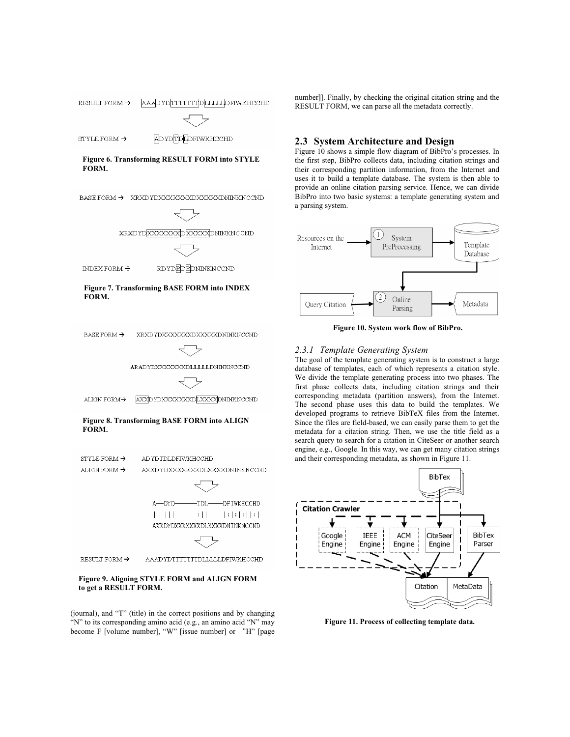RESULT FORM → AAADYDTTTTTTTDLLLLLDFIWKHCCHD

STYLE FORM → ADYDTDLDFIWKHCCHD

**Figure 6. Transforming RESULT FORM into STYLE FORM.**

BASE FORM → XRXDYDXXXXXXXDXXXXXDNINKNCCND

XRXDYDXXXXXXXDXXXXXDNINKNCCND

INDEX FORM → RDYDRDRDNINKNCCND

**Figure 7. Transforming BASE FORM into INDEX FORM.**

BASE FORM → XRXDYDXXXXXXXDXXXXXDNINKNCCND

ARADYDXXXXXXXD**LLLLL**DNINKNCCND

ALIGN FORM → AXXDYDXXXXXXXDLXXXXDNINKNCCND

**Figure 8. Transforming BASE FORM into ALIGN FORM.**

STYLE FORM → ADYDTDLDFIWKHCCHD

ALIGN FORM → AXXDYDXXXXXXXDLXXXXDNINKNCCND

```
A—DYD———TDL———DFIWKHCCHD
|  |||      :||     |:|:|:||:|
AXXDYDXXXXXXXDLXXXXDNINKNCCND
```

RESULT FORM → AAADYDTTTTTTTDLLLLLDFIWKHCCHD

**Figure 9. Aligning STYLE FORM and ALIGN FORM to get a RESULT FORM.**

(journal), and "T" (title) in the correct positions and by changing "N" to its corresponding amino acid (e.g., an amino acid "N" may become F [volume number], "W" [issue number] or "H" [page number]]. Finally, by checking the original citation string and the RESULT FORM, we can parse all the metadata correctly.

## 2.3 System Architecture and Design

Figure 10 shows a simple flow diagram of BibPro's processes. In the first step, BibPro collects data, including citation strings and their corresponding partition information, from the Internet and uses it to build a template database. The system is then able to provide an online citation parsing service. Hence, we can divide BibPro into two basic systems: a template generating system and a parsing system.

**Figure 10. System work flow of BibPro.**

### *2.3.1 Template Generating System*

The goal of the template generating system is to construct a large database of templates, each of which represents a citation style. We divide the template generating process into two phases. The first phase collects data, including citation strings and their corresponding metadata (partition answers), from the Internet. The second phase uses this data to build the templates. We developed programs to retrieve BibTeX files from the Internet. Since the files are field-based, we can easily parse them to get the metadata for a citation string. Then, we use the title field as a search query to search for a citation in CiteSeer or another search engine, e.g., Google. In this way, we can get many citation strings and their corresponding metadata, as shown in Figure 11.

**Figure 11. Process of collecting template data.**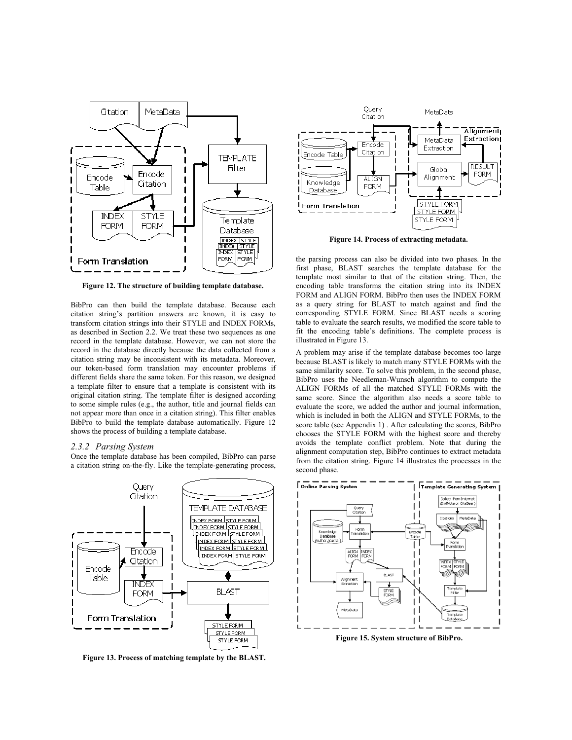Figure 12. The structure of building template database.

BibPro can then build the template database. Because each citation string's partition answers are known, it is easy to transform citation strings into their STYLE and INDEX FORMs, as described in Section 2.2. We treat these two sequences as one record in the template database. However, we can not store the record in the database directly because the data collected from a citation string may be inconsistent with its metadata. Moreover, our token-based form translation may encounter problems if different fields share the same token. For this reason, we designed a template filter to ensure that a template is consistent with its original citation string. The template filter is designed according to some simple rules (e.g., the author, title and journal fields can not appear more than once in a citation string). This filter enables BibPro to build the template database automatically. Figure 12 shows the process of building a template database.

### 2.3.2 Parsing System

Once the template database has been compiled, BibPro can parse a citation string on-the-fly. Like the template-generating process, the parsing process can also be divided into two phases. In the first phase, BLAST searches the template database for the template most similar to that of the citation string. Then, the encoding table transforms the citation string into its INDEX FORM and ALIGN FORM. BibPro then uses the INDEX FORM as a query string for BLAST to match against and find the corresponding STYLE FORM. Since BLAST needs a scoring table to evaluate the search results, we modified the score table to fit the encoding table's definitions. The complete process is illustrated in Figure 13.

Figure 13. Process of matching template by the BLAST.

A problem may arise if the template database becomes too large because BLAST is likely to match many STYLE FORMs with the same similarity score. To solve this problem, in the second phase, BibPro uses the Needleman-Wunsch algorithm to compute the ALIGN FORMs of all the matched STYLE FORMs with the same score. Since the algorithm also needs a score table to evaluate the score, we added the author and journal information, which is included in both the ALIGN and STYLE FORMs, to the score table (see Appendix 1) . After calculating the scores, BibPro chooses the STYLE FORM with the highest score and thereby avoids the template conflict problem. Note that during the alignment computation step, BibPro continues to extract metadata from the citation string. Figure 14 illustrates the processes in the second phase.

Figure 14. Process of extracting metadata.

Figure 15. System structure of BibPro.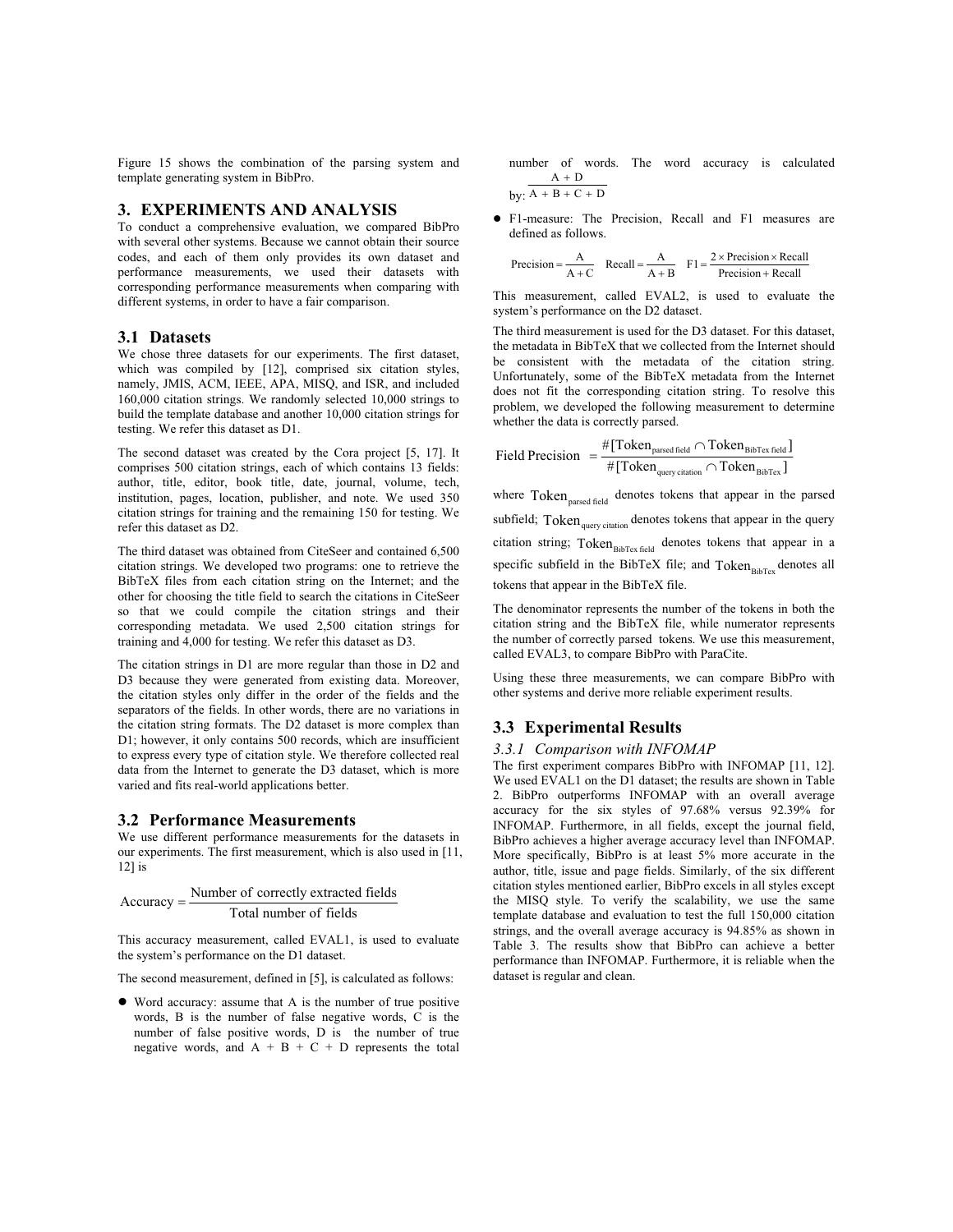Figure 15 shows the combination of the parsing system and template generating system in BibPro.

## 3. EXPERIMENTS AND ANALYSIS

To conduct a comprehensive evaluation, we compared BibPro with several other systems. Because we cannot obtain their source codes, and each of them only provides its own dataset and performance measurements, we used their datasets with corresponding performance measurements when comparing with different systems, in order to have a fair comparison.

### 3.1 Datasets

We chose three datasets for our experiments. The first dataset, which was compiled by [12], comprised six citation styles, namely, JMIS, ACM, IEEE, APA, MISQ, and ISR, and included 160,000 citation strings. We randomly selected 10,000 strings to build the template database and another 10,000 citation strings for testing. We refer this dataset as D1.

The second dataset was created by the Cora project [5, 17]. It comprises 500 citation strings, each of which contains 13 fields: author, title, editor, book title, date, journal, volume, tech, institution, pages, location, publisher, and note. We used 350 citation strings for training and the remaining 150 for testing. We refer this dataset as D2.

The third dataset was obtained from CiteSeer and contained 6,500 citation strings. We developed two programs: one to retrieve the BibTeX files from each citation string on the Internet; and the other for choosing the title field to search the citations in CiteSeer so that we could compile the citation strings and their corresponding metadata. We used 2,500 citation strings for training and 4,000 for testing. We refer this dataset as D3.

The citation strings in D1 are more regular than those in D2 and D3 because they were generated from existing data. Moreover, the citation styles only differ in the order of the fields and the separators of the fields. In other words, there are no variations in the citation string formats. The D2 dataset is more complex than D1; however, it only contains 500 records, which are insufficient to express every type of citation style. We therefore collected real data from the Internet to generate the D3 dataset, which is more varied and fits real-world applications better.

### 3.2 Performance Measurements

We use different performance measurements for the datasets in our experiments. The first measurement, which is also used in [11, 12] is

$$\text{Accuracy} = \frac{\text{Number of correctly extracted fields}}{\text{Total number of fields}}$$

This accuracy measurement, called EVAL1, is used to evaluate the system's performance on the D1 dataset.

The second measurement, defined in [5], is calculated as follows:

- Word accuracy: assume that A is the number of true positive words, B is the number of false negative words, C is the number of false positive words, D is the number of true negative words, and A + B + C + D represents the total number of words. The word accuracy is calculated by: $\frac{A + D}{A + B + C + D}$
- F1-measure: The Precision, Recall and F1 measures are defined as follows.

$$\text{Precision} = \frac{A}{A + C} \quad \text{Recall} = \frac{A}{A + B} \quad F1 = \frac{2 \times \text{Precision} \times \text{Recall}}{\text{Precision} + \text{Recall}}$$

This measurement, called EVAL2, is used to evaluate the system's performance on the D2 dataset.

The third measurement is used for the D3 dataset. For this dataset, the metadata in BibTeX that we collected from the Internet should be consistent with the metadata of the citation string. Unfortunately, some of the BibTeX metadata from the Internet does not fit the corresponding citation string. To resolve this problem, we developed the following measurement to determine whether the data is correctly parsed.

$$\text{Field Precision} = \frac{\#[\text{Token}_{\text{parsed field}} \cap \text{Token}_{\text{BibTex field}}]}{\#[\text{Token}_{\text{query citation}} \cap \text{Token}_{\text{BibTex}}]}$$

where $\text{Token}_{\text{parsed field}}$ denotes tokens that appear in the parsed subfield; $\text{Token}_{\text{query citation}}$ denotes tokens that appear in the query citation string; $\text{Token}_{\text{BibTex field}}$ denotes tokens that appear in a specific subfield in the BibTeX file; and $\text{Token}_{\text{BibTex}}$ denotes all tokens that appear in the BibTeX file.

The denominator represents the number of the tokens in both the citation string and the BibTeX file, while numerator represents the number of correctly parsed tokens. We use this measurement, called EVAL3, to compare BibPro with ParaCite.

Using these three measurements, we can compare BibPro with other systems and derive more reliable experiment results.

### 3.3 Experimental Results

#### *3.3.1 Comparison with INFOMAP*

The first experiment compares BibPro with INFOMAP [11, 12]. We used EVAL1 on the D1 dataset; the results are shown in Table 2. BibPro outperforms INFOMAP with an overall average accuracy for the six styles of 97.68% versus 92.39% for INFOMAP. Furthermore, in all fields, except the journal field, BibPro achieves a higher average accuracy level than INFOMAP. More specifically, BibPro is at least 5% more accurate in the author, title, issue and page fields. Similarly, of the six different citation styles mentioned earlier, BibPro excels in all styles except the MISQ style. To verify the scalability, we use the same template database and evaluation to test the full 150,000 citation strings, and the overall average accuracy is 94.85% as shown in Table 3. The results show that BibPro can achieve a better performance than INFOMAP. Furthermore, it is reliable when the dataset is regular and clean.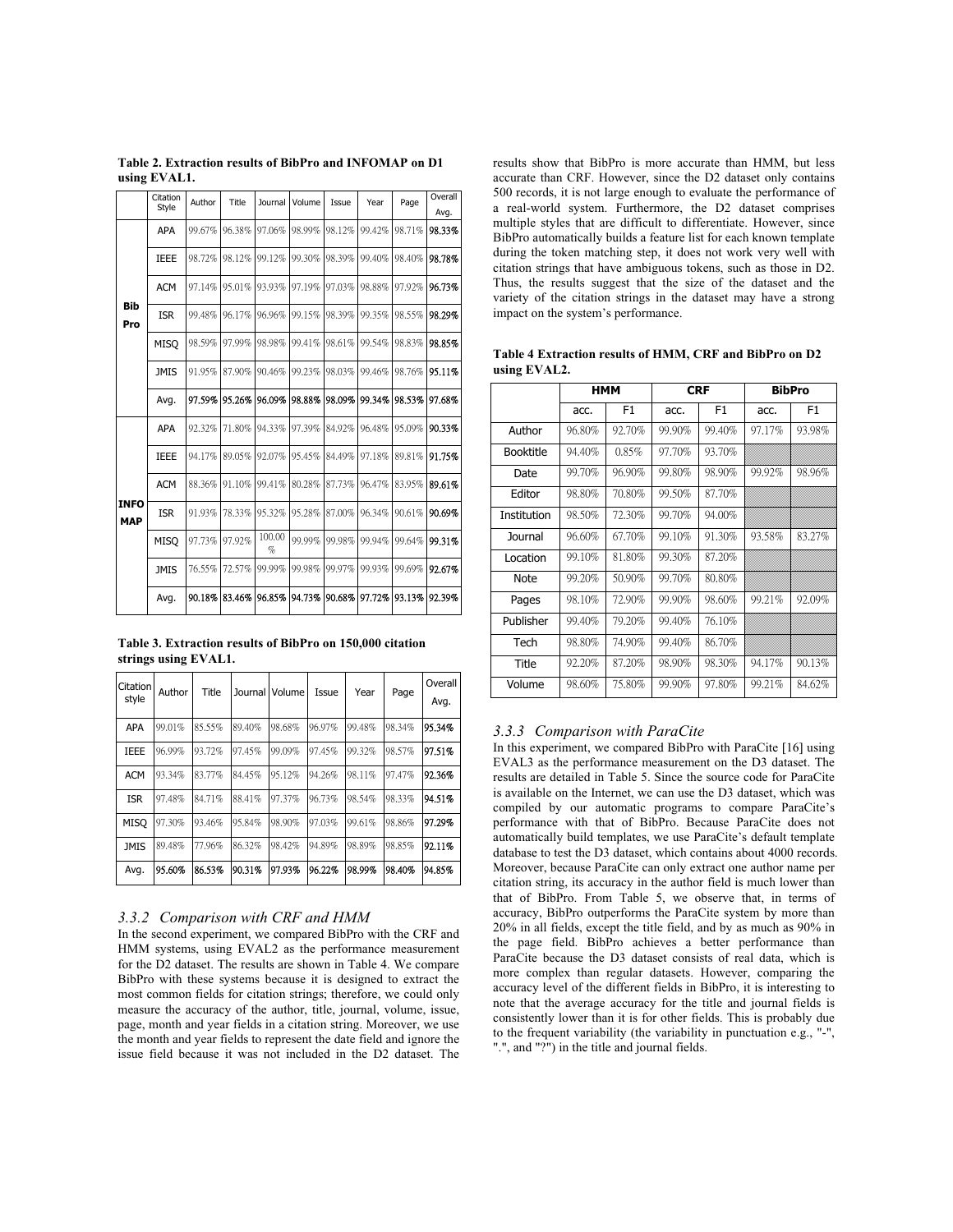**Table 2. Extraction results of BibPro and INFOMAP on D1 using EVAL1.**

| | Citation Style | Author | Title | Journal | Volume | Issue | Year | Page | Overall Avg. |
|---|---|---|---|---|---|---|---|---|---|
| **Bib Pro** | APA | 99.67% | 96.38% | 97.06% | 98.99% | 98.12% | 99.42% | 98.71% | 98.33% |
| | IEEE | 98.72% | 98.12% | 99.12% | 99.30% | 98.39% | 99.40% | 98.40% | 98.78% |
| | ACM | 97.14% | 95.01% | 93.93% | 97.19% | 97.03% | 98.88% | 97.92% | 96.73% |
| | ISR | 99.48% | 96.17% | 96.96% | 99.15% | 98.39% | 99.35% | 98.55% | 98.29% |
| | MISQ | 98.59% | 97.99% | 98.98% | 99.41% | 98.61% | 99.54% | 98.83% | 98.85% |
| | JMIS | 91.95% | 87.90% | 90.46% | 99.23% | 98.03% | 99.46% | 98.76% | 95.11% |
| | Avg. | 97.59% | 95.26% | 96.09% | 98.88% | 98.09% | 99.34% | 98.53% | 97.68% |
| **INFO MAP** | APA | 92.32% | 71.80% | 94.33% | 97.39% | 84.92% | 96.48% | 95.09% | 90.33% |
| | IEEE | 94.17% | 89.05% | 92.07% | 95.45% | 84.49% | 97.18% | 89.81% | 91.75% |
| | ACM | 88.36% | 91.10% | 99.41% | 80.28% | 87.73% | 96.47% | 83.95% | 89.61% |
| | ISR | 91.93% | 78.33% | 95.32% | 95.28% | 87.00% | 96.34% | 90.61% | 90.69% |
| | MISQ | 97.73% | 97.92% | 100.00 % | 99.99% | 99.98% | 99.94% | 99.64% | 99.31% |
| | JMIS | 76.55% | 72.57% | 99.99% | 99.98% | 99.97% | 99.93% | 99.69% | 92.67% |
| | Avg. | 90.18% | 83.46% | 96.85% | 94.73% | 90.68% | 97.72% | 93.13% | 92.39% |

**Table 3. Extraction results of BibPro on 150,000 citation strings using EVAL1.**

| Citation style | Author | Title | Journal | Volume | Issue | Year | Page | Overall Avg. |
|---|---|---|---|---|---|---|---|---|
| APA | 99.01% | 85.55% | 89.40% | 98.68% | 96.97% | 99.48% | 98.34% | 95.34% |
| IEEE | 96.99% | 93.72% | 97.45% | 99.09% | 97.45% | 99.32% | 98.57% | 97.51% |
| ACM | 93.34% | 83.77% | 84.45% | 95.12% | 94.26% | 98.11% | 97.47% | 92.36% |
| ISR | 97.48% | 84.71% | 88.41% | 97.37% | 96.73% | 98.54% | 98.33% | 94.51% |
| MISQ | 97.30% | 93.46% | 95.84% | 98.90% | 97.03% | 99.61% | 98.86% | 97.29% |
| JMIS | 89.48% | 77.96% | 86.32% | 98.42% | 94.89% | 98.89% | 98.85% | 92.11% |
| Avg. | 95.60% | 86.53% | 90.31% | 97.93% | 96.22% | 98.99% | 98.40% | 94.85% |

### 3.3.2 Comparison with CRF and HMM

In the second experiment, we compared BibPro with the CRF and HMM systems, using EVAL2 as the performance measurement for the D2 dataset. The results are shown in Table 4. We compare BibPro with these systems because it is designed to extract the most common fields for citation strings; therefore, we could only measure the accuracy of the author, title, journal, volume, issue, page, month and year fields in a citation string. Moreover, we use the month and year fields to represent the date field and ignore the issue field because it was not included in the D2 dataset. The results show that BibPro is more accurate than HMM, but less accurate than CRF. However, since the D2 dataset only contains 500 records, it is not large enough to evaluate the performance of a real-world system. Furthermore, the D2 dataset comprises multiple styles that are difficult to differentiate. However, since BibPro automatically builds a feature list for each known template during the token matching step, it does not work very well with citation strings that have ambiguous tokens, such as those in D2. Thus, the results suggest that the size of the dataset and the variety of the citation strings in the dataset may have a strong impact on the system's performance.

**Table 4 Extraction results of HMM, CRF and BibPro on D2 using EVAL2.**

| | HMM | | CRF | | BibPro | |
|---|---|---|---|---|---|---|
| | acc. | F1 | acc. | F1 | acc. | F1 |
| Author | 96.80% | 92.70% | 99.90% | 99.40% | 97.17% | 93.98% |
| Booktitle | 94.40% | 0.85% | 97.70% | 93.70% | | |
| Date | 99.70% | 96.90% | 99.80% | 98.90% | 99.92% | 98.96% |
| Editor | 98.80% | 70.80% | 99.50% | 87.70% | | |
| Institution | 98.50% | 72.30% | 99.70% | 94.00% | | |
| Journal | 96.60% | 67.70% | 99.10% | 91.30% | 93.58% | 83.27% |
| Location | 99.10% | 81.80% | 99.30% | 87.20% | | |
| Note | 99.20% | 50.90% | 99.70% | 80.80% | | |
| Pages | 98.10% | 72.90% | 99.90% | 98.60% | 99.21% | 92.09% |
| Publisher | 99.40% | 79.20% | 99.40% | 76.10% | | |
| Tech | 98.80% | 74.90% | 99.40% | 86.70% | | |
| Title | 92.20% | 87.20% | 98.90% | 98.30% | 94.17% | 90.13% |
| Volume | 98.60% | 75.80% | 99.90% | 97.80% | 99.21% | 84.62% |

### 3.3.3 Comparison with ParaCite

In this experiment, we compared BibPro with ParaCite [16] using EVAL3 as the performance measurement on the D3 dataset. The results are detailed in Table 5. Since the source code for ParaCite is available on the Internet, we can use the D3 dataset, which was compiled by our automatic programs to compare ParaCite's performance with that of BibPro. Because ParaCite does not automatically build templates, we use ParaCite's default template database to test the D3 dataset, which contains about 4000 records. Moreover, because ParaCite can only extract one author name per citation string, its accuracy in the author field is much lower than that of BibPro. From Table 5, we observe that, in terms of accuracy, BibPro outperforms the ParaCite system by more than 20% in all fields, except the title field, and by as much as 90% in the page field. BibPro achieves a better performance than ParaCite because the D3 dataset consists of real data, which is more complex than regular datasets. However, comparing the accuracy level of the different fields in BibPro, it is interesting to note that the average accuracy for the title and journal fields is consistently lower than it is for other fields. This is probably due to the frequent variability (the variability in punctuation e.g., "-", ".", and "?") in the title and journal fields.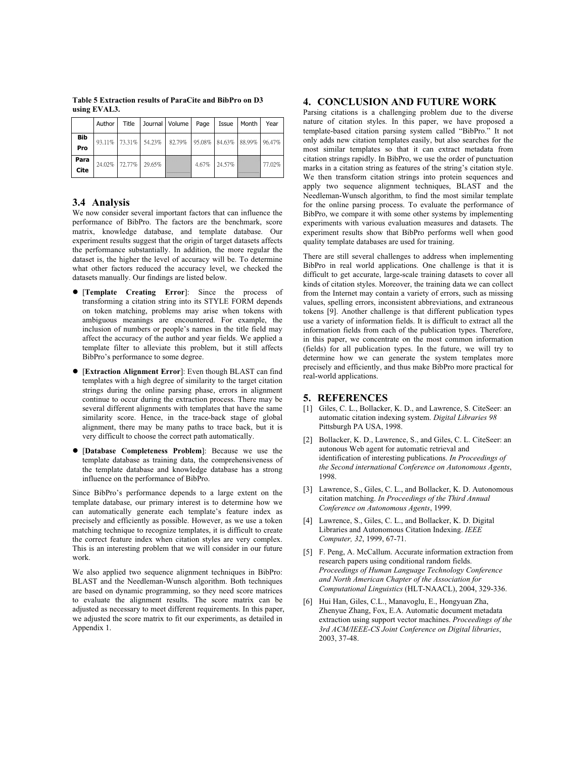**Table 5 Extraction results of ParaCite and BibPro on D3 using EVAL3.**

| | Author | Title | Journal | Volume | Page | Issue | Month | Year |
|---|---|---|---|---|---|---|---|---|
| **Bib Pro** | 93.11% | 73.31% | 54.23% | 82.79% | 95.08% | 84.63% | 88.99% | 96.47% |
| **Para Cite** | 24.02% | 72.77% | 29.65% | | 4.67% | 24.57% | | 77.02% |

### 3.4 Analysis

We now consider several important factors that can influence the performance of BibPro. The factors are the benchmark, score matrix, knowledge database, and template database. Our experiment results suggest that the origin of target datasets affects the performance substantially. In addition, the more regular the dataset is, the higher the level of accuracy will be. To determine what other factors reduced the accuracy level, we checked the datasets manually. Our findings are listed below.

- [**Template Creating Error**]: Since the process of transforming a citation string into its STYLE FORM depends on token matching, problems may arise when tokens with ambiguous meanings are encountered. For example, the inclusion of numbers or people's names in the title field may affect the accuracy of the author and year fields. We applied a template filter to alleviate this problem, but it still affects BibPro's performance to some degree.
- [**Extraction Alignment Error**]: Even though BLAST can find templates with a high degree of similarity to the target citation strings during the online parsing phase, errors in alignment continue to occur during the extraction process. There may be several different alignments with templates that have the same similarity score. Hence, in the trace-back stage of global alignment, there may be many paths to trace back, but it is very difficult to choose the correct path automatically.
- [**Database Completeness Problem**]: Because we use the template database as training data, the comprehensiveness of the template database and knowledge database has a strong influence on the performance of BibPro.

Since BibPro's performance depends to a large extent on the template database, our primary interest is to determine how we can automatically generate each template's feature index as precisely and efficiently as possible. However, as we use a token matching technique to recognize templates, it is difficult to create the correct feature index when citation styles are very complex. This is an interesting problem that we will consider in our future work.

We also applied two sequence alignment techniques in BibPro: BLAST and the Needleman-Wunsch algorithm. Both techniques are based on dynamic programming, so they need score matrices to evaluate the alignment results. The score matrix can be adjusted as necessary to meet different requirements. In this paper, we adjusted the score matrix to fit our experiments, as detailed in Appendix 1.

## 4. CONCLUSION AND FUTURE WORK

Parsing citations is a challenging problem due to the diverse nature of citation styles. In this paper, we have proposed a template-based citation parsing system called "BibPro." It not only adds new citation templates easily, but also searches for the most similar templates so that it can extract metadata from citation strings rapidly. In BibPro, we use the order of punctuation marks in a citation string as features of the string's citation style. We then transform citation strings into protein sequences and apply two sequence alignment techniques, BLAST and the Needleman-Wunsch algorithm, to find the most similar template for the online parsing process. To evaluate the performance of BibPro, we compare it with some other systems by implementing experiments with various evaluation measures and datasets. The experiment results show that BibPro performs well when good quality template databases are used for training.

There are still several challenges to address when implementing BibPro in real world applications. One challenge is that it is difficult to get accurate, large-scale training datasets to cover all kinds of citation styles. Moreover, the training data we can collect from the Internet may contain a variety of errors, such as missing values, spelling errors, inconsistent abbreviations, and extraneous tokens [9]. Another challenge is that different publication types use a variety of information fields. It is difficult to extract all the information fields from each of the publication types. Therefore, in this paper, we concentrate on the most common information (fields) for all publication types. In the future, we will try to determine how we can generate the system templates more precisely and efficiently, and thus make BibPro more practical for real-world applications.

## 5. REFERENCES

[1] Giles, C. L., Bollacker, K. D., and Lawrence, S. CiteSeer: an automatic citation indexing system. *Digital Libraries 98* Pittsburgh PA USA, 1998.

[2] Bollacker, K. D., Lawrence, S., and Giles, C. L. CiteSeer: an autonous Web agent for automatic retrieval and identification of interesting publications. *In Proceedings of the Second international Conference on Autonomous Agents*, 1998.

[3] Lawrence, S., Giles, C. L., and Bollacker, K. D. Autonomous citation matching. *In Proceedings of the Third Annual Conference on Autonomous Agents*, 1999.

[4] Lawrence, S., Giles, C. L., and Bollacker, K. D. Digital Libraries and Autonomous Citation Indexing. *IEEE Computer, 32*, 1999, 67-71.

[5] F. Peng, A. McCallum. Accurate information extraction from research papers using conditional random fields. *Proceedings of Human Language Technology Conference and North American Chapter of the Association for Computational Linguistics* (HLT-NAACL), 2004, 329-336.

[6] Hui Han, Giles, C.L., Manavoglu, E., Hongyuan Zha, Zhenyue Zhang, Fox, E.A. Automatic document metadata extraction using support vector machines. *Proceedings of the 3rd ACM/IEEE-CS Joint Conference on Digital libraries*, 2003, 37-48.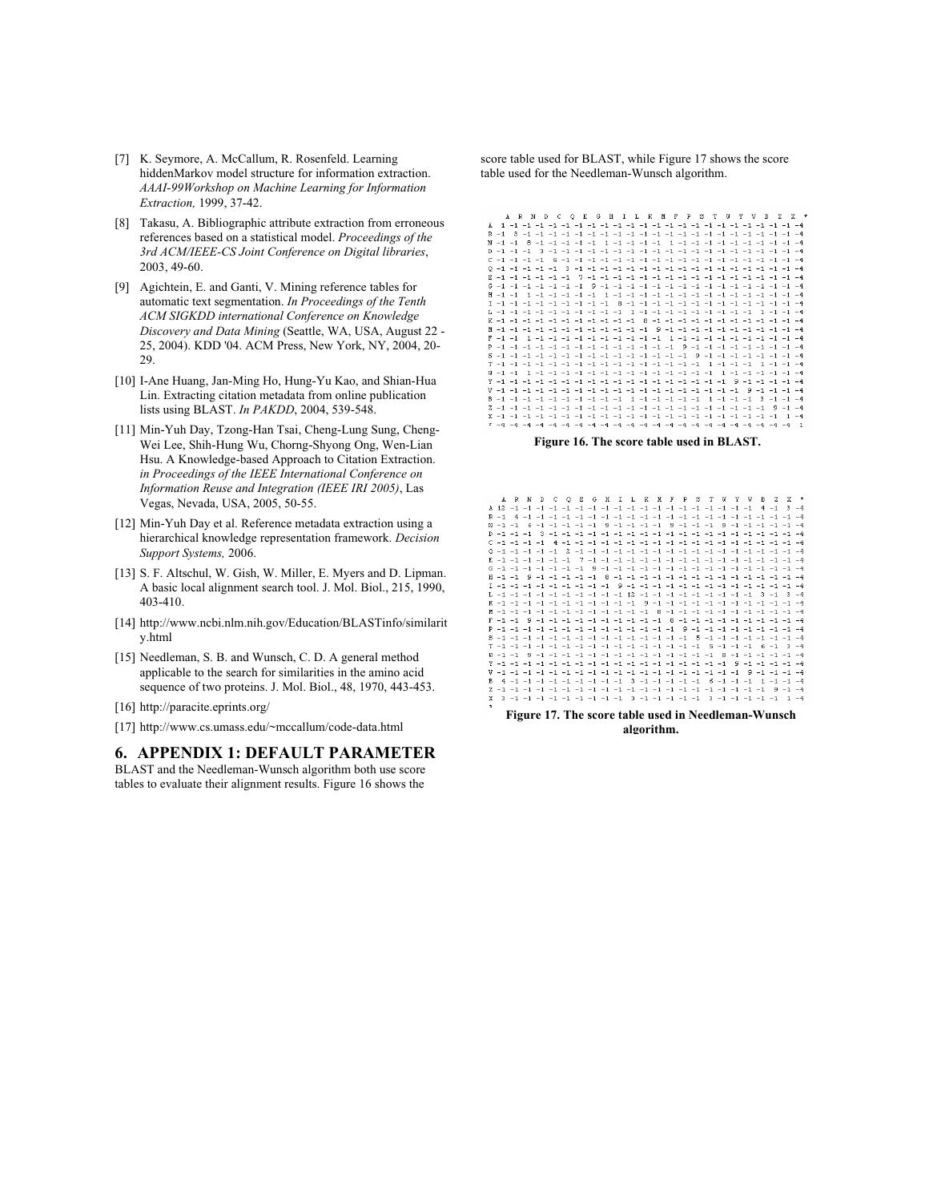[7] K. Seymore, A. McCallum, R. Rosenfeld. Learning hiddenMarkov model structure for information extraction. *AAAI-99Workshop on Machine Learning for Information Extraction,* 1999, 37-42.

[8] Takasu, A. Bibliographic attribute extraction from erroneous references based on a statistical model. *Proceedings of the 3rd ACM/IEEE-CS Joint Conference on Digital libraries*, 2003, 49-60.

[9] Agichtein, E. and Ganti, V. Mining reference tables for automatic text segmentation. *In Proceedings of the Tenth ACM SIGKDD international Conference on Knowledge Discovery and Data Mining* (Seattle, WA, USA, August 22 - 25, 2004). KDD '04. ACM Press, New York, NY, 2004, 20-29.

[10] I-Ane Huang, Jan-Ming Ho, Hung-Yu Kao, and Shian-Hua Lin. Extracting citation metadata from online publication lists using BLAST. *In PAKDD*, 2004, 539-548.

[11] Min-Yuh Day, Tzong-Han Tsai, Cheng-Lung Sung, Cheng-Wei Lee, Shih-Hung Wu, Chorng-Shyong Ong, Wen-Lian Hsu. A Knowledge-based Approach to Citation Extraction. *in Proceedings of the IEEE International Conference on Information Reuse and Integration (IEEE IRI 2005)*, Las Vegas, Nevada, USA, 2005, 50-55.

[12] Min-Yuh Day et al. Reference metadata extraction using a hierarchical knowledge representation framework. *Decision Support Systems,* 2006.

[13] S. F. Altschul, W. Gish, W. Miller, E. Myers and D. Lipman. A basic local alignment search tool. J. Mol. Biol., 215, 1990, 403-410.

[14] http://www.ncbi.nlm.nih.gov/Education/BLASTinfo/similarity.html

[15] Needleman, S. B. and Wunsch, C. D. A general method applicable to the search for similarities in the amino acid sequence of two proteins. J. Mol. Biol., 48, 1970, 443-453.

[16] http://paracite.eprints.org/

[17] http://www.cs.umass.edu/~mccallum/code-data.html

## 6. APPENDIX 1: DEFAULT PARAMETER

BLAST and the Needleman-Wunsch algorithm both use score tables to evaluate their alignment results. Figure 16 shows the score table used for BLAST, while Figure 17 shows the score table used for the Needleman-Wunsch algorithm.

**Figure 16. The score table used in BLAST.**

**Figure 17. The score table used in Needleman-Wunsch algorithm.**